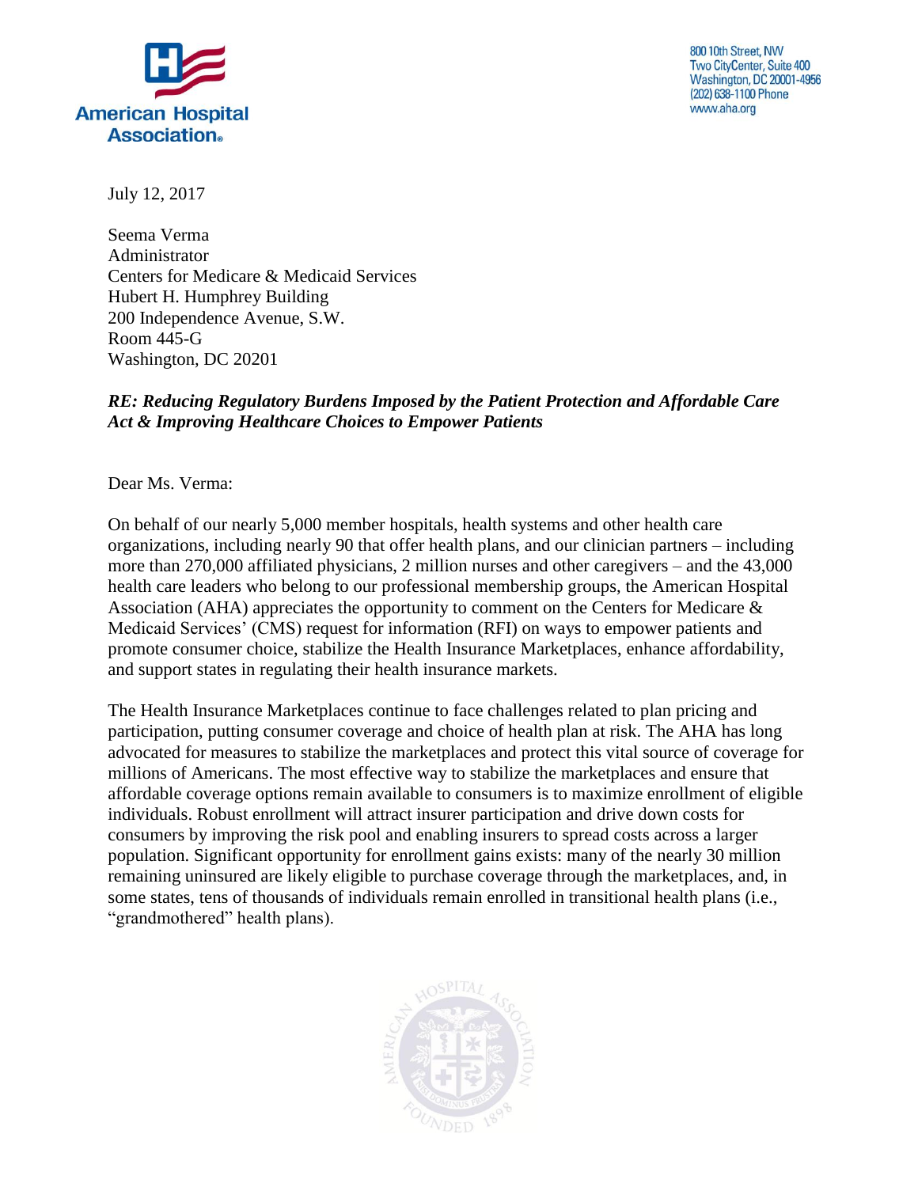American Hospital Association®

800 10th Street, NW
Two CityCenter, Suite 400
Washington, DC 20001-4956
(202) 638-1100 Phone
www.aha.org

July 12, 2017

Seema Verma
Administrator
Centers for Medicare & Medicaid Services
Hubert H. Humphrey Building
200 Independence Avenue, S.W.
Room 445-G
Washington, DC 20201

***RE: Reducing Regulatory Burdens Imposed by the Patient Protection and Affordable Care Act & Improving Healthcare Choices to Empower Patients***

Dear Ms. Verma:

On behalf of our nearly 5,000 member hospitals, health systems and other health care organizations, including nearly 90 that offer health plans, and our clinician partners – including more than 270,000 affiliated physicians, 2 million nurses and other caregivers – and the 43,000 health care leaders who belong to our professional membership groups, the American Hospital Association (AHA) appreciates the opportunity to comment on the Centers for Medicare & Medicaid Services' (CMS) request for information (RFI) on ways to empower patients and promote consumer choice, stabilize the Health Insurance Marketplaces, enhance affordability, and support states in regulating their health insurance markets.

The Health Insurance Marketplaces continue to face challenges related to plan pricing and participation, putting consumer coverage and choice of health plan at risk. The AHA has long advocated for measures to stabilize the marketplaces and protect this vital source of coverage for millions of Americans. The most effective way to stabilize the marketplaces and ensure that affordable coverage options remain available to consumers is to maximize enrollment of eligible individuals. Robust enrollment will attract insurer participation and drive down costs for consumers by improving the risk pool and enabling insurers to spread costs across a larger population. Significant opportunity for enrollment gains exists: many of the nearly 30 million remaining uninsured are likely eligible to purchase coverage through the marketplaces, and, in some states, tens of thousands of individuals remain enrolled in transitional health plans (i.e., "grandmothered" health plans).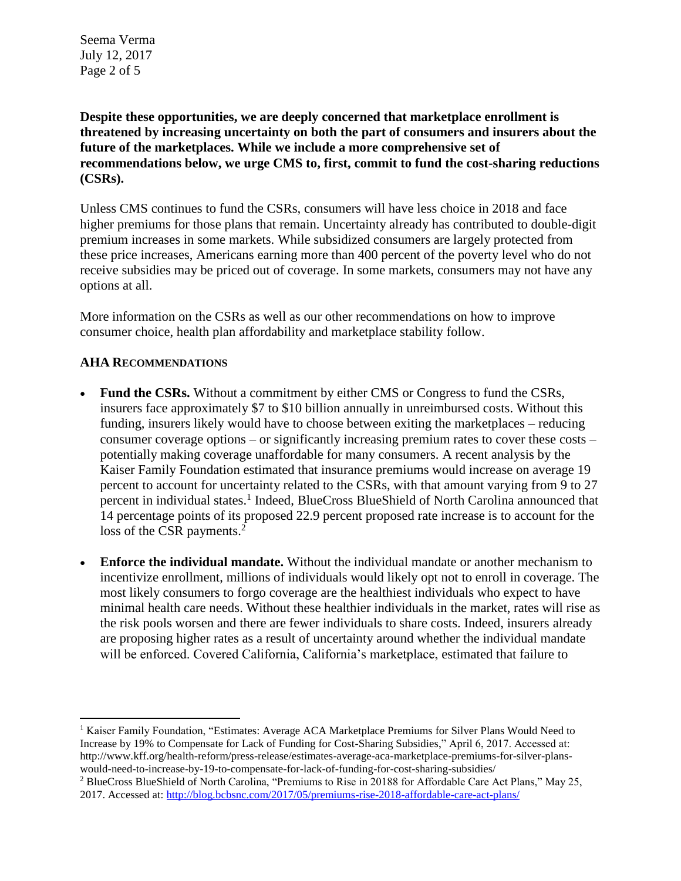**Despite these opportunities, we are deeply concerned that marketplace enrollment is threatened by increasing uncertainty on both the part of consumers and insurers about the future of the marketplaces. While we include a more comprehensive set of recommendations below, we urge CMS to, first, commit to fund the cost-sharing reductions (CSRs).**

Unless CMS continues to fund the CSRs, consumers will have less choice in 2018 and face higher premiums for those plans that remain. Uncertainty already has contributed to double-digit premium increases in some markets. While subsidized consumers are largely protected from these price increases, Americans earning more than 400 percent of the poverty level who do not receive subsidies may be priced out of coverage. In some markets, consumers may not have any options at all.

More information on the CSRs as well as our other recommendations on how to improve consumer choice, health plan affordability and marketplace stability follow.

## AHA RECOMMENDATIONS

- **Fund the CSRs.** Without a commitment by either CMS or Congress to fund the CSRs, insurers face approximately $7 to $10 billion annually in unreimbursed costs. Without this funding, insurers likely would have to choose between exiting the marketplaces – reducing consumer coverage options – or significantly increasing premium rates to cover these costs – potentially making coverage unaffordable for many consumers. A recent analysis by the Kaiser Family Foundation estimated that insurance premiums would increase on average 19 percent to account for uncertainty related to the CSRs, with that amount varying from 9 to 27 percent in individual states.[1] Indeed, BlueCross BlueShield of North Carolina announced that 14 percentage points of its proposed 22.9 percent proposed rate increase is to account for the loss of the CSR payments.[2]

- **Enforce the individual mandate.** Without the individual mandate or another mechanism to incentivize enrollment, millions of individuals would likely opt not to enroll in coverage. The most likely consumers to forgo coverage are the healthiest individuals who expect to have minimal health care needs. Without these healthier individuals in the market, rates will rise as the risk pools worsen and there are fewer individuals to share costs. Indeed, insurers already are proposing higher rates as a result of uncertainty around whether the individual mandate will be enforced. Covered California, California's marketplace, estimated that failure to

---

[1] Kaiser Family Foundation, "Estimates: Average ACA Marketplace Premiums for Silver Plans Would Need to Increase by 19% to Compensate for Lack of Funding for Cost-Sharing Subsidies," April 6, 2017. Accessed at: http://www.kff.org/health-reform/press-release/estimates-average-aca-marketplace-premiums-for-silver-plans-would-need-to-increase-by-19-to-compensate-for-lack-of-funding-for-cost-sharing-subsidies/

[2] BlueCross BlueShield of North Carolina, "Premiums to Rise in 20188 for Affordable Care Act Plans," May 25, 2017. Accessed at: http://blog.bcbsnc.com/2017/05/premiums-rise-2018-affordable-care-act-plans/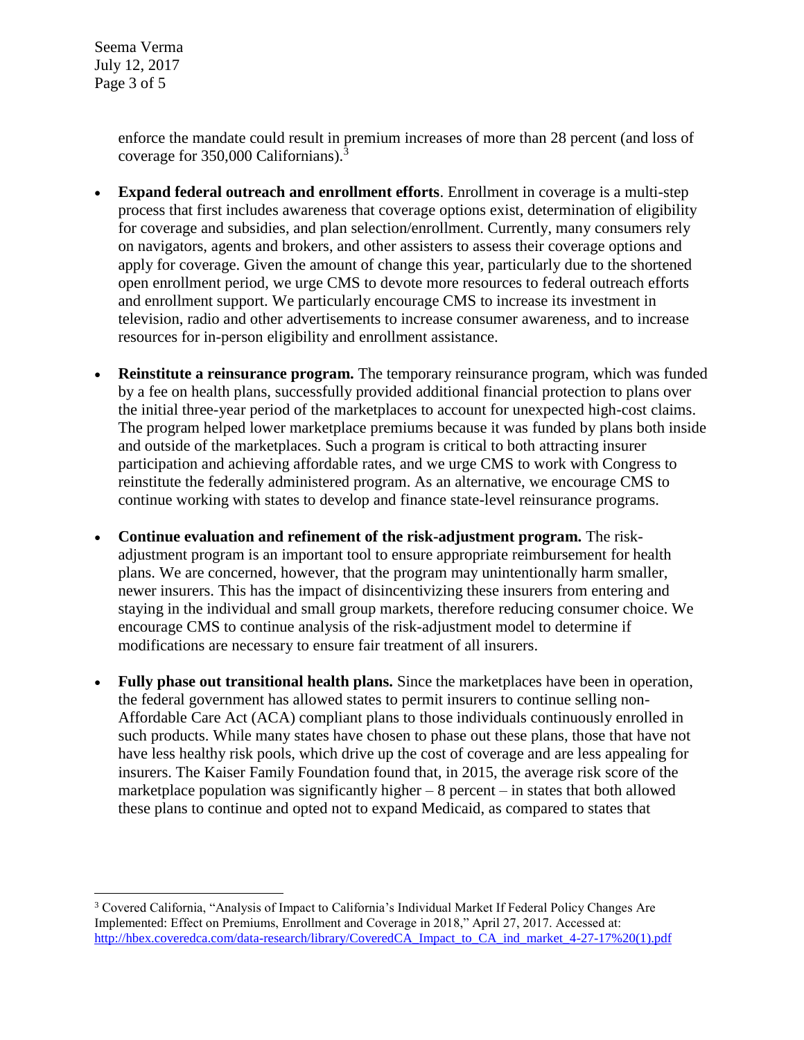enforce the mandate could result in premium increases of more than 28 percent (and loss of coverage for 350,000 Californians).[3]

- **Expand federal outreach and enrollment efforts**. Enrollment in coverage is a multi-step process that first includes awareness that coverage options exist, determination of eligibility for coverage and subsidies, and plan selection/enrollment. Currently, many consumers rely on navigators, agents and brokers, and other assisters to assess their coverage options and apply for coverage. Given the amount of change this year, particularly due to the shortened open enrollment period, we urge CMS to devote more resources to federal outreach efforts and enrollment support. We particularly encourage CMS to increase its investment in television, radio and other advertisements to increase consumer awareness, and to increase resources for in-person eligibility and enrollment assistance.

- **Reinstitute a reinsurance program.** The temporary reinsurance program, which was funded by a fee on health plans, successfully provided additional financial protection to plans over the initial three-year period of the marketplaces to account for unexpected high-cost claims. The program helped lower marketplace premiums because it was funded by plans both inside and outside of the marketplaces. Such a program is critical to both attracting insurer participation and achieving affordable rates, and we urge CMS to work with Congress to reinstitute the federally administered program. As an alternative, we encourage CMS to continue working with states to develop and finance state-level reinsurance programs.

- **Continue evaluation and refinement of the risk-adjustment program.** The risk-adjustment program is an important tool to ensure appropriate reimbursement for health plans. We are concerned, however, that the program may unintentionally harm smaller, newer insurers. This has the impact of disincentivizing these insurers from entering and staying in the individual and small group markets, therefore reducing consumer choice. We encourage CMS to continue analysis of the risk-adjustment model to determine if modifications are necessary to ensure fair treatment of all insurers.

- **Fully phase out transitional health plans.** Since the marketplaces have been in operation, the federal government has allowed states to permit insurers to continue selling non-Affordable Care Act (ACA) compliant plans to those individuals continuously enrolled in such products. While many states have chosen to phase out these plans, those that have not have less healthy risk pools, which drive up the cost of coverage and are less appealing for insurers. The Kaiser Family Foundation found that, in 2015, the average risk score of the marketplace population was significantly higher – 8 percent – in states that both allowed these plans to continue and opted not to expand Medicaid, as compared to states that

---

[3] Covered California, "Analysis of Impact to California's Individual Market If Federal Policy Changes Are Implemented: Effect on Premiums, Enrollment and Coverage in 2018," April 27, 2017. Accessed at: http://hbex.coveredca.com/data-research/library/CoveredCA_Impact_to_CA_ind_market_4-27-17%20(1).pdf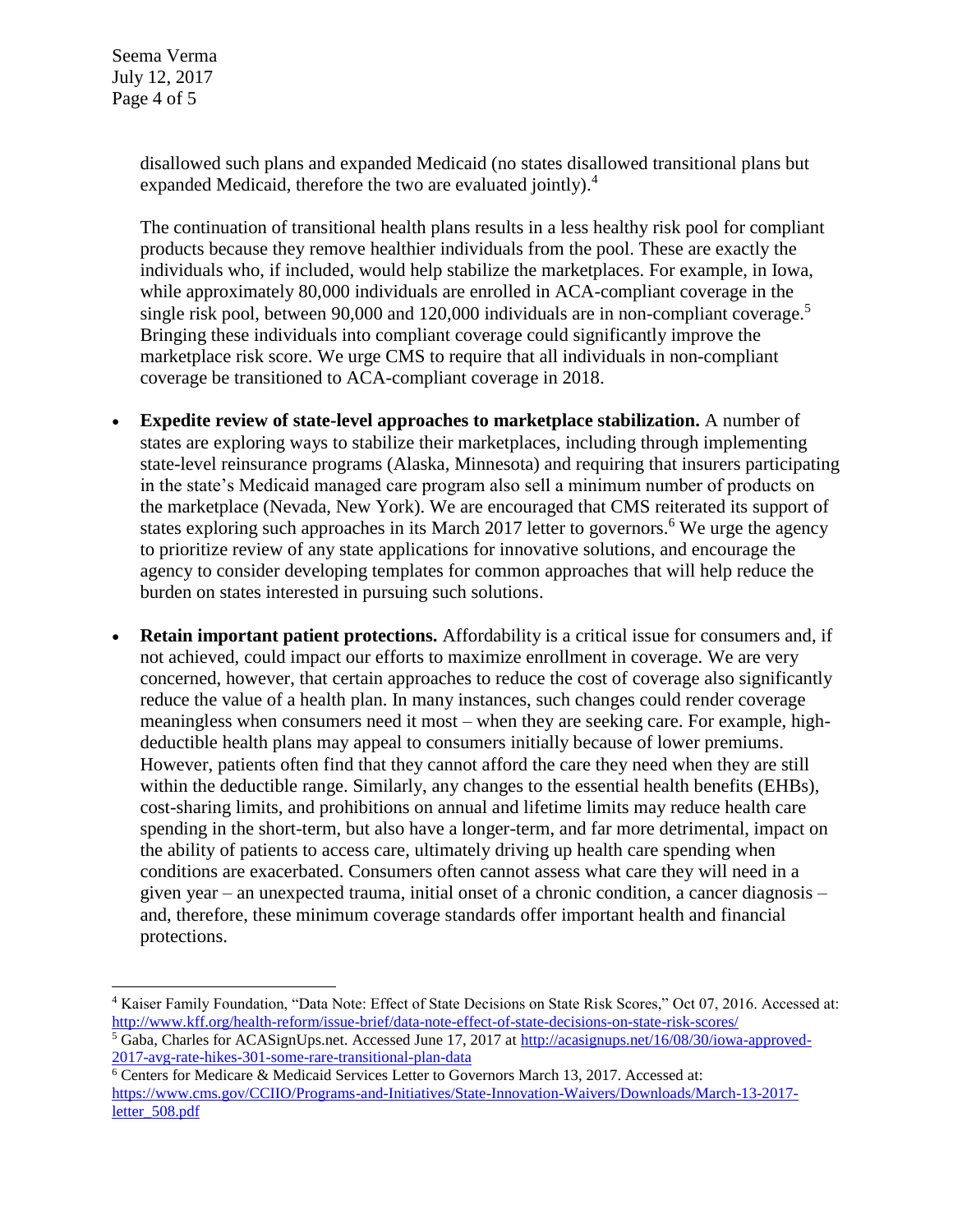disallowed such plans and expanded Medicaid (no states disallowed transitional plans but expanded Medicaid, therefore the two are evaluated jointly).[4]

The continuation of transitional health plans results in a less healthy risk pool for compliant products because they remove healthier individuals from the pool. These are exactly the individuals who, if included, would help stabilize the marketplaces. For example, in Iowa, while approximately 80,000 individuals are enrolled in ACA-compliant coverage in the single risk pool, between 90,000 and 120,000 individuals are in non-compliant coverage.[5] Bringing these individuals into compliant coverage could significantly improve the marketplace risk score. We urge CMS to require that all individuals in non-compliant coverage be transitioned to ACA-compliant coverage in 2018.

- **Expedite review of state-level approaches to marketplace stabilization.** A number of states are exploring ways to stabilize their marketplaces, including through implementing state-level reinsurance programs (Alaska, Minnesota) and requiring that insurers participating in the state's Medicaid managed care program also sell a minimum number of products on the marketplace (Nevada, New York). We are encouraged that CMS reiterated its support of states exploring such approaches in its March 2017 letter to governors.[6] We urge the agency to prioritize review of any state applications for innovative solutions, and encourage the agency to consider developing templates for common approaches that will help reduce the burden on states interested in pursuing such solutions.

- **Retain important patient protections.** Affordability is a critical issue for consumers and, if not achieved, could impact our efforts to maximize enrollment in coverage. We are very concerned, however, that certain approaches to reduce the cost of coverage also significantly reduce the value of a health plan. In many instances, such changes could render coverage meaningless when consumers need it most – when they are seeking care. For example, high-deductible health plans may appeal to consumers initially because of lower premiums. However, patients often find that they cannot afford the care they need when they are still within the deductible range. Similarly, any changes to the essential health benefits (EHBs), cost-sharing limits, and prohibitions on annual and lifetime limits may reduce health care spending in the short-term, but also have a longer-term, and far more detrimental, impact on the ability of patients to access care, ultimately driving up health care spending when conditions are exacerbated. Consumers often cannot assess what care they will need in a given year – an unexpected trauma, initial onset of a chronic condition, a cancer diagnosis – and, therefore, these minimum coverage standards offer important health and financial protections.

---

[4] Kaiser Family Foundation, "Data Note: Effect of State Decisions on State Risk Scores," Oct 07, 2016. Accessed at: http://www.kff.org/health-reform/issue-brief/data-note-effect-of-state-decisions-on-state-risk-scores/

[5] Gaba, Charles for ACASignUps.net. Accessed June 17, 2017 at http://acasignups.net/16/08/30/iowa-approved-2017-avg-rate-hikes-301-some-rare-transitional-plan-data

[6] Centers for Medicare & Medicaid Services Letter to Governors March 13, 2017. Accessed at: https://www.cms.gov/CCIIO/Programs-and-Initiatives/State-Innovation-Waivers/Downloads/March-13-2017-letter_508.pdf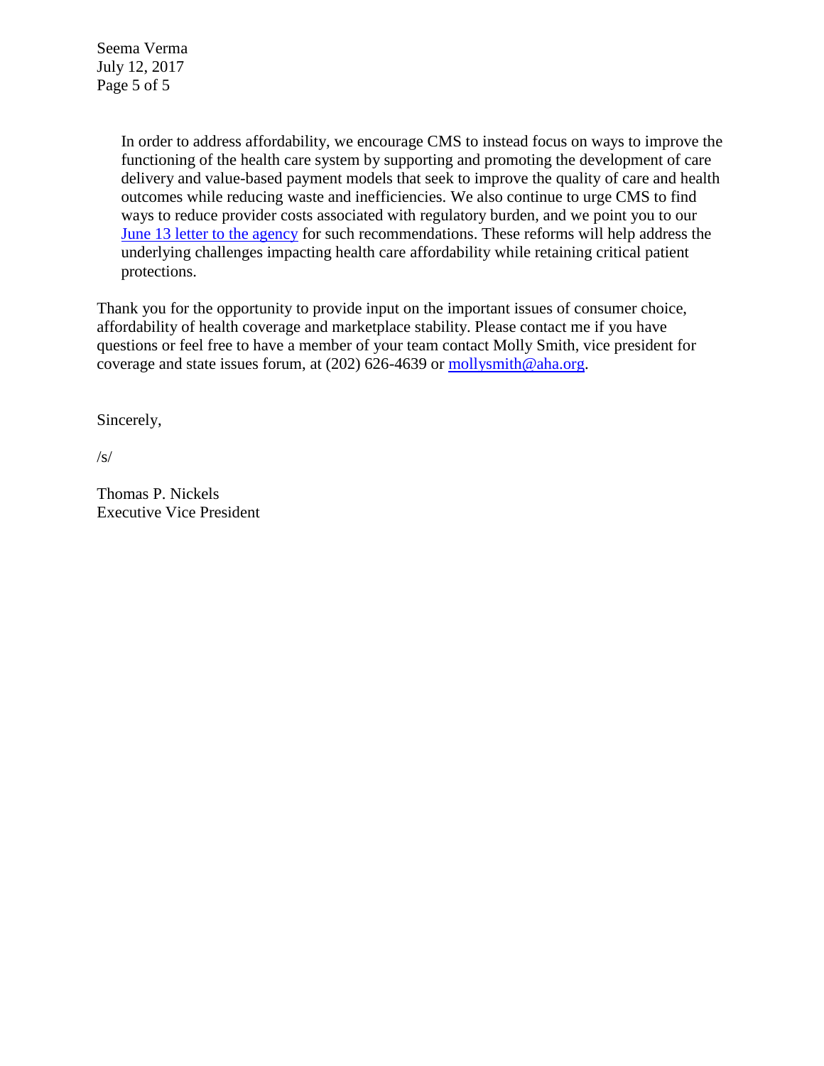In order to address affordability, we encourage CMS to instead focus on ways to improve the functioning of the health care system by supporting and promoting the development of care delivery and value-based payment models that seek to improve the quality of care and health outcomes while reducing waste and inefficiencies. We also continue to urge CMS to find ways to reduce provider costs associated with regulatory burden, and we point you to our June 13 letter to the agency for such recommendations. These reforms will help address the underlying challenges impacting health care affordability while retaining critical patient protections.

Thank you for the opportunity to provide input on the important issues of consumer choice, affordability of health coverage and marketplace stability. Please contact me if you have questions or feel free to have a member of your team contact Molly Smith, vice president for coverage and state issues forum, at (202) 626-4639 or mollysmith@aha.org.

Sincerely,

/s/

Thomas P. Nickels
Executive Vice President